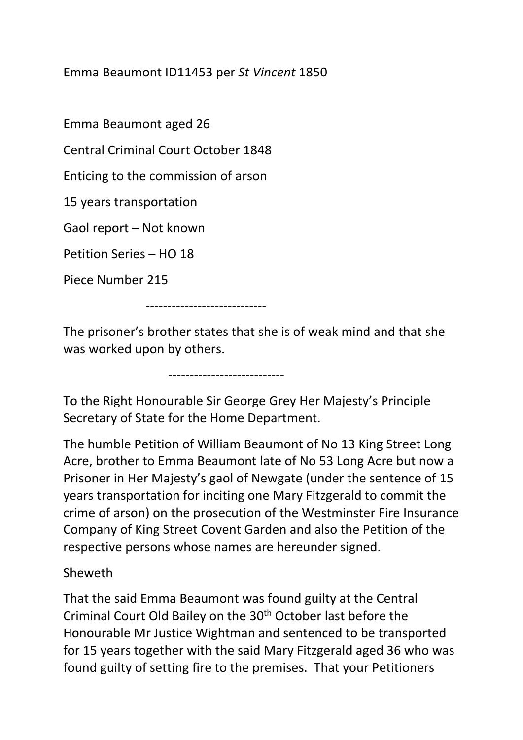Emma Beaumont ID11453 per *St Vincent* 1850

Emma Beaumont aged 26

Central Criminal Court October 1848

Enticing to the commission of arson

15 years transportation

Gaol report – Not known

Petition Series – HO 18

Piece Number 215

----------------------------

The prisoner's brother states that she is of weak mind and that she was worked upon by others.

---------------------------

To the Right Honourable Sir George Grey Her Majesty's Principle Secretary of State for the Home Department.

The humble Petition of William Beaumont of No 13 King Street Long Acre, brother to Emma Beaumont late of No 53 Long Acre but now a Prisoner in Her Majesty's gaol of Newgate (under the sentence of 15 years transportation for inciting one Mary Fitzgerald to commit the crime of arson) on the prosecution of the Westminster Fire Insurance Company of King Street Covent Garden and also the Petition of the respective persons whose names are hereunder signed.

Sheweth

That the said Emma Beaumont was found guilty at the Central Criminal Court Old Bailey on the 30th October last before the Honourable Mr Justice Wightman and sentenced to be transported for 15 years together with the said Mary Fitzgerald aged 36 who was found guilty of setting fire to the premises. That your Petitioners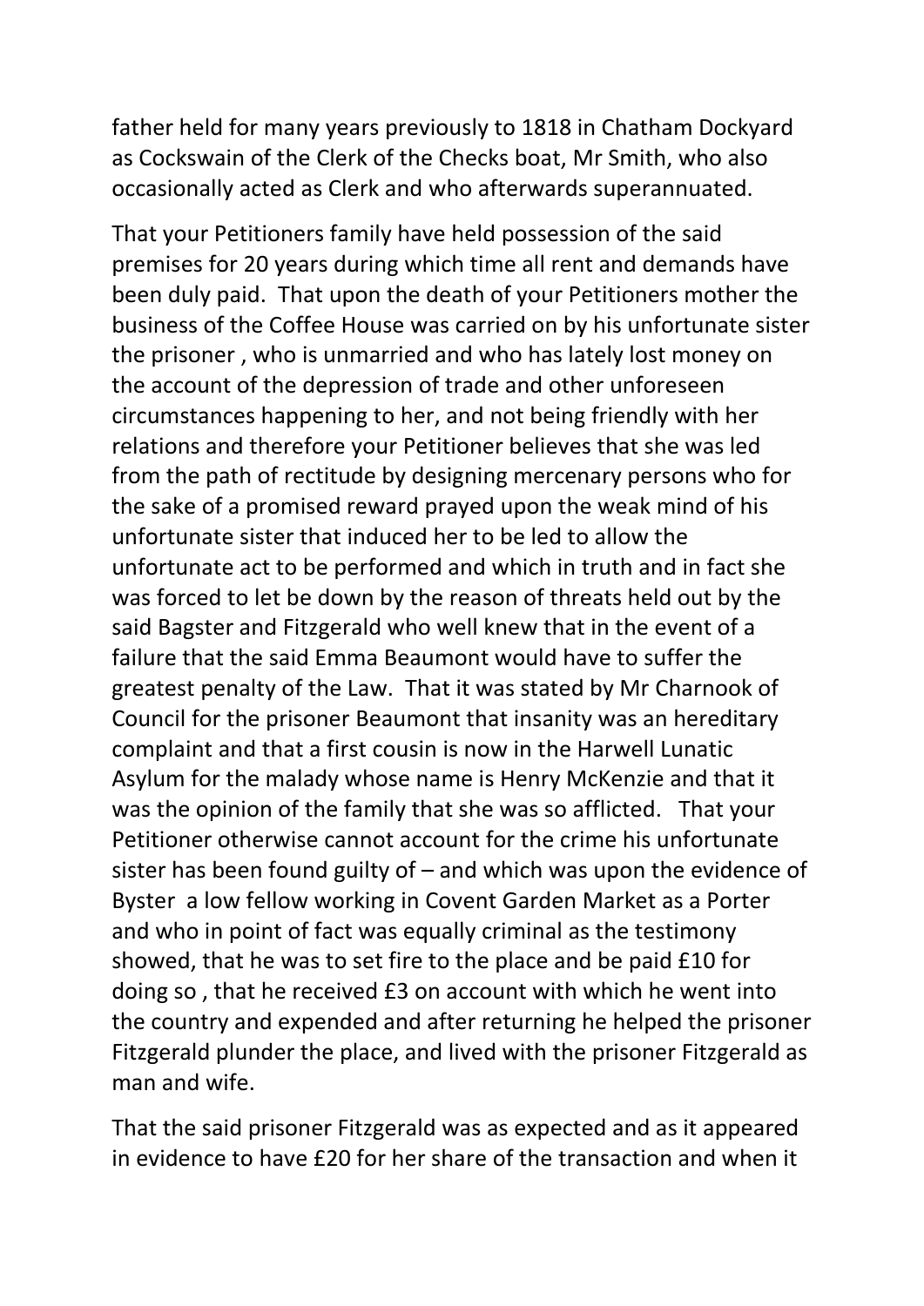father held for many years previously to 1818 in Chatham Dockyard as Cockswain of the Clerk of the Checks boat, Mr Smith, who also occasionally acted as Clerk and who afterwards superannuated.

That your Petitioners family have held possession of the said premises for 20 years during which time all rent and demands have been duly paid. That upon the death of your Petitioners mother the business of the Coffee House was carried on by his unfortunate sister the prisoner , who is unmarried and who has lately lost money on the account of the depression of trade and other unforeseen circumstances happening to her, and not being friendly with her relations and therefore your Petitioner believes that she was led from the path of rectitude by designing mercenary persons who for the sake of a promised reward prayed upon the weak mind of his unfortunate sister that induced her to be led to allow the unfortunate act to be performed and which in truth and in fact she was forced to let be down by the reason of threats held out by the said Bagster and Fitzgerald who well knew that in the event of a failure that the said Emma Beaumont would have to suffer the greatest penalty of the Law. That it was stated by Mr Charnook of Council for the prisoner Beaumont that insanity was an hereditary complaint and that a first cousin is now in the Harwell Lunatic Asylum for the malady whose name is Henry McKenzie and that it was the opinion of the family that she was so afflicted. That your Petitioner otherwise cannot account for the crime his unfortunate sister has been found guilty of – and which was upon the evidence of Byster a low fellow working in Covent Garden Market as a Porter and who in point of fact was equally criminal as the testimony showed, that he was to set fire to the place and be paid £10 for doing so , that he received £3 on account with which he went into the country and expended and after returning he helped the prisoner Fitzgerald plunder the place, and lived with the prisoner Fitzgerald as man and wife.

That the said prisoner Fitzgerald was as expected and as it appeared in evidence to have £20 for her share of the transaction and when it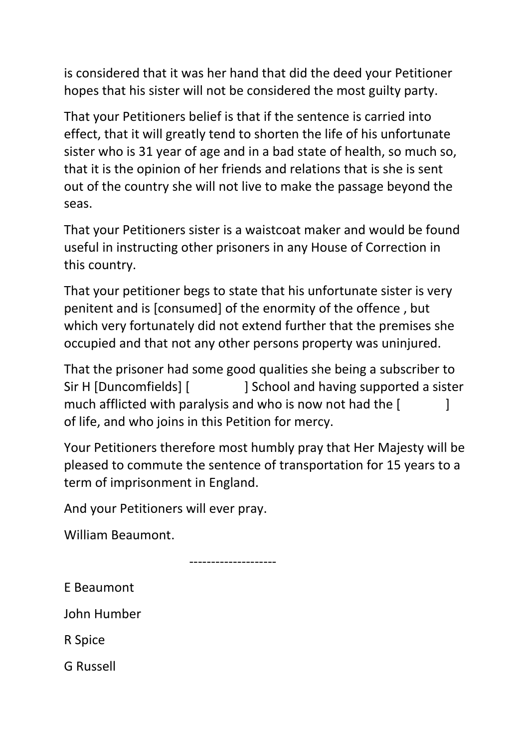is considered that it was her hand that did the deed your Petitioner hopes that his sister will not be considered the most guilty party.

That your Petitioners belief is that if the sentence is carried into effect, that it will greatly tend to shorten the life of his unfortunate sister who is 31 year of age and in a bad state of health, so much so, that it is the opinion of her friends and relations that is she is sent out of the country she will not live to make the passage beyond the seas.

That your Petitioners sister is a waistcoat maker and would be found useful in instructing other prisoners in any House of Correction in this country.

That your petitioner begs to state that his unfortunate sister is very penitent and is [consumed] of the enormity of the offence , but which very fortunately did not extend further that the premises she occupied and that not any other persons property was uninjured.

That the prisoner had some good qualities she being a subscriber to Sir H [Duncomfields] [ ] School and having supported a sister much afflicted with paralysis and who is now not had the [ ] of life, and who joins in this Petition for mercy.

Your Petitioners therefore most humbly pray that Her Majesty will be pleased to commute the sentence of transportation for 15 years to a term of imprisonment in England.

And your Petitioners will ever pray.

William Beaumont.

--------------------

E Beaumont

John Humber

R Spice

G Russell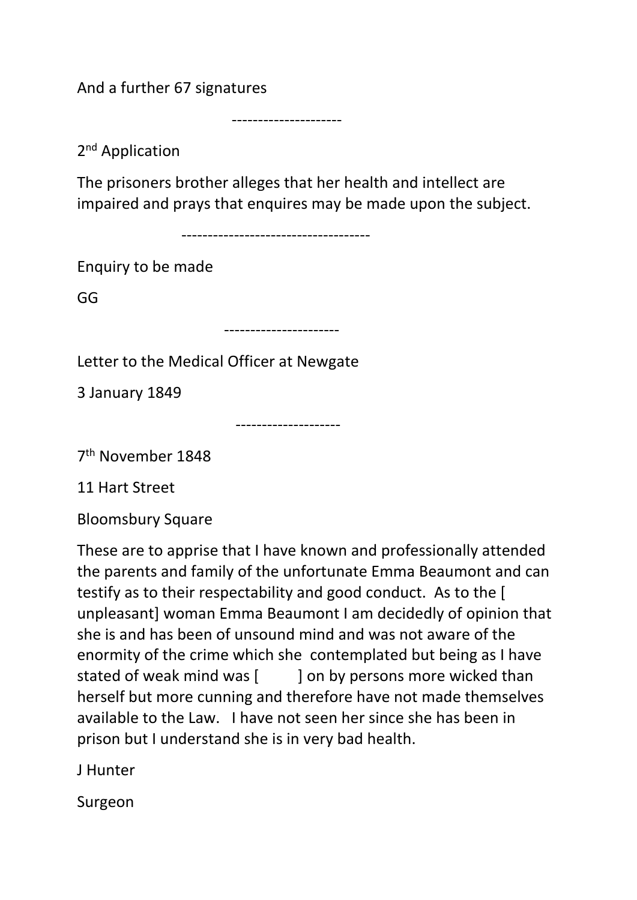And a further 67 signatures

---------------------

2nd Application

The prisoners brother alleges that her health and intellect are impaired and prays that enquires may be made upon the subject.

-----------------------------------

Enquiry to be made

GG

----------------------

Letter to the Medical Officer at Newgate

3 January 1849

--------------------

7th November 1848

11 Hart Street

Bloomsbury Square

These are to apprise that I have known and professionally attended the parents and family of the unfortunate Emma Beaumont and can testify as to their respectability and good conduct. As to the [ unpleasant] woman Emma Beaumont I am decidedly of opinion that she is and has been of unsound mind and was not aware of the enormity of the crime which she contemplated but being as I have stated of weak mind was [ ] on by persons more wicked than herself but more cunning and therefore have not made themselves available to the Law. I have not seen her since she has been in prison but I understand she is in very bad health.

J Hunter

Surgeon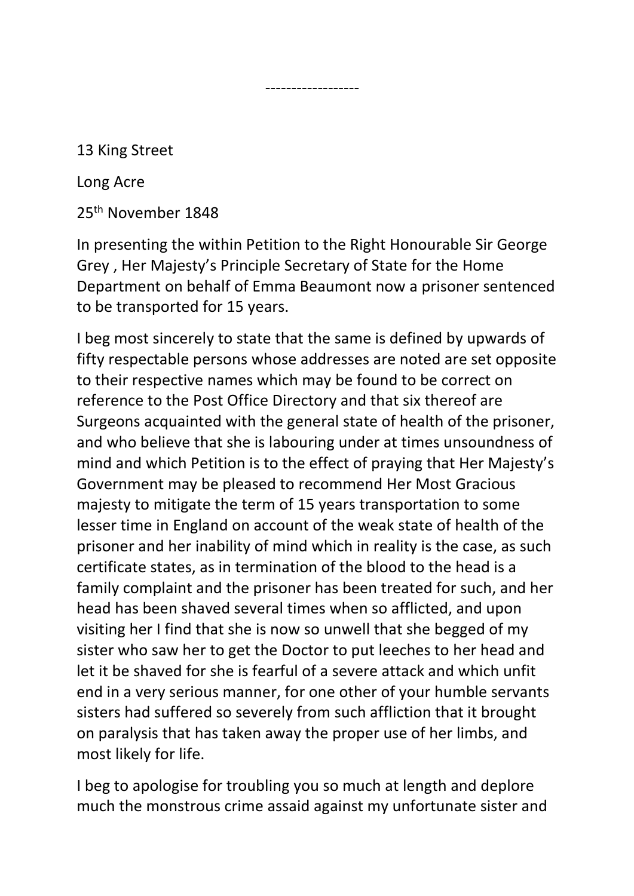------------------

13 King Street

Long Acre

25th November 1848

In presenting the within Petition to the Right Honourable Sir George Grey , Her Majesty's Principle Secretary of State for the Home Department on behalf of Emma Beaumont now a prisoner sentenced to be transported for 15 years.

I beg most sincerely to state that the same is defined by upwards of fifty respectable persons whose addresses are noted are set opposite to their respective names which may be found to be correct on reference to the Post Office Directory and that six thereof are Surgeons acquainted with the general state of health of the prisoner, and who believe that she is labouring under at times unsoundness of mind and which Petition is to the effect of praying that Her Majesty's Government may be pleased to recommend Her Most Gracious majesty to mitigate the term of 15 years transportation to some lesser time in England on account of the weak state of health of the prisoner and her inability of mind which in reality is the case, as such certificate states, as in termination of the blood to the head is a family complaint and the prisoner has been treated for such, and her head has been shaved several times when so afflicted, and upon visiting her I find that she is now so unwell that she begged of my sister who saw her to get the Doctor to put leeches to her head and let it be shaved for she is fearful of a severe attack and which unfit end in a very serious manner, for one other of your humble servants sisters had suffered so severely from such affliction that it brought on paralysis that has taken away the proper use of her limbs, and most likely for life.

I beg to apologise for troubling you so much at length and deplore much the monstrous crime assaid against my unfortunate sister and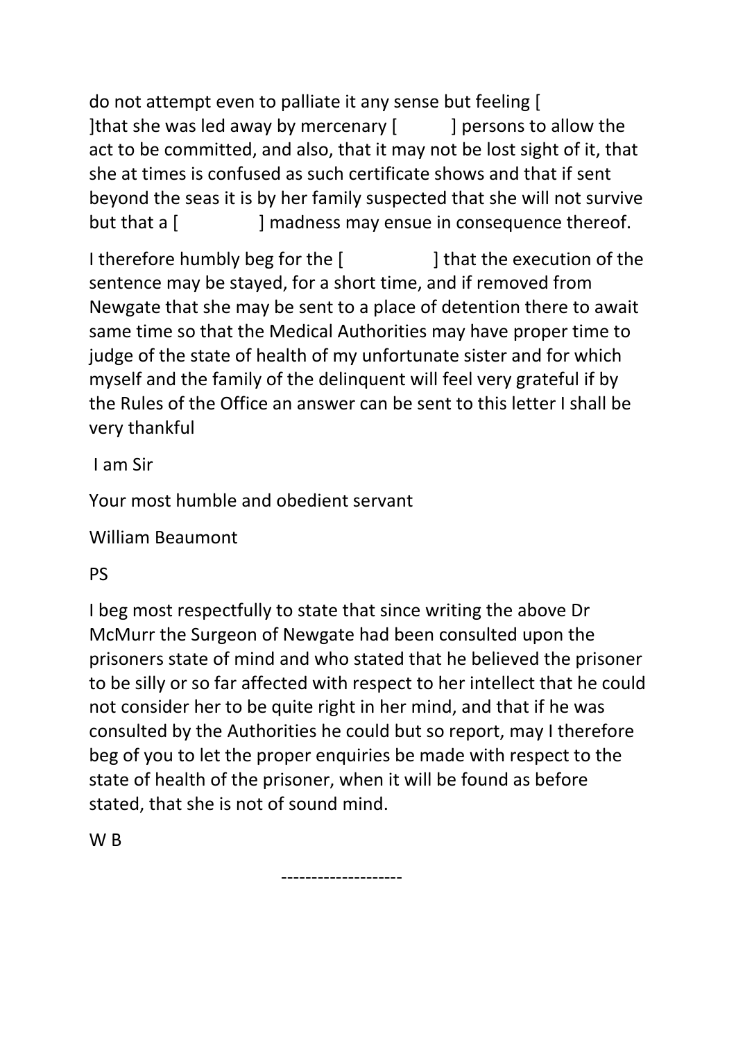do not attempt even to palliate it any sense but feeling [ ]that she was led away by mercenary [ ] persons to allow the act to be committed, and also, that it may not be lost sight of it, that she at times is confused as such certificate shows and that if sent beyond the seas it is by her family suspected that she will not survive but that a [ ] madness may ensue in consequence thereof.

I therefore humbly beg for the [ ] that the execution of the sentence may be stayed, for a short time, and if removed from Newgate that she may be sent to a place of detention there to await same time so that the Medical Authorities may have proper time to judge of the state of health of my unfortunate sister and for which myself and the family of the delinquent will feel very grateful if by the Rules of the Office an answer can be sent to this letter I shall be very thankful

I am Sir

Your most humble and obedient servant

William Beaumont

PS

I beg most respectfully to state that since writing the above Dr McMurr the Surgeon of Newgate had been consulted upon the prisoners state of mind and who stated that he believed the prisoner to be silly or so far affected with respect to her intellect that he could not consider her to be quite right in her mind, and that if he was consulted by the Authorities he could but so report, may I therefore beg of you to let the proper enquiries be made with respect to the state of health of the prisoner, when it will be found as before stated, that she is not of sound mind.

W B

--------------------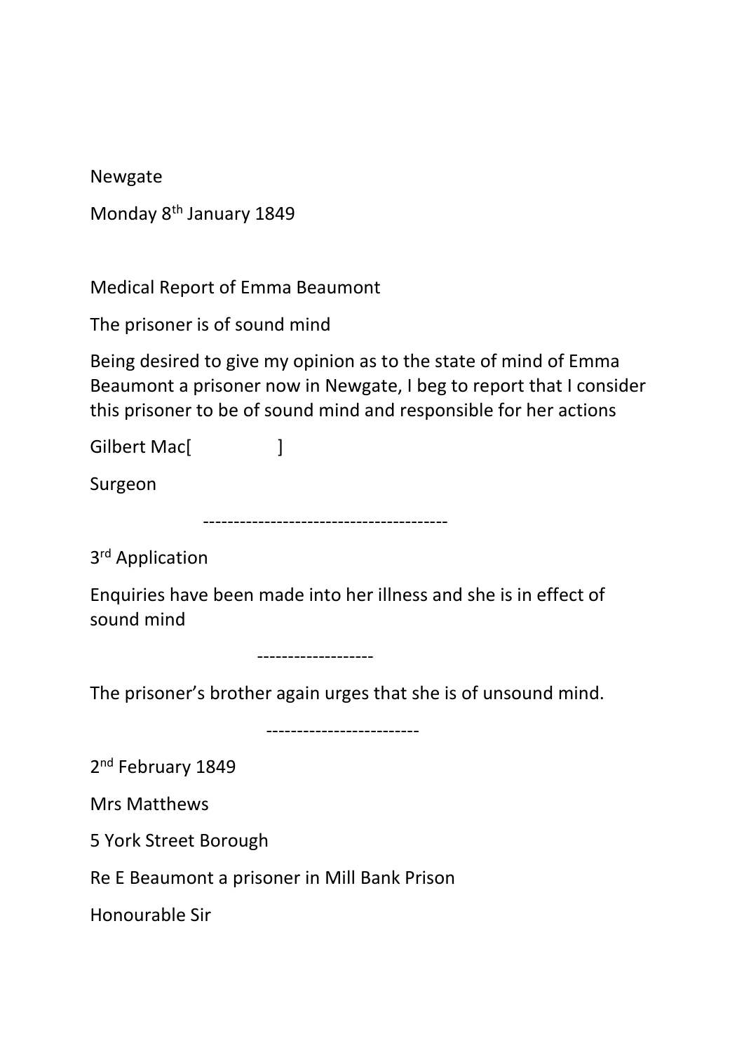Newgate

Monday 8th January 1849

Medical Report of Emma Beaumont

The prisoner is of sound mind

Being desired to give my opinion as to the state of mind of Emma Beaumont a prisoner now in Newgate, I beg to report that I consider this prisoner to be of sound mind and responsible for her actions

Gilbert Mac[ ]

Surgeon

---

3rd Application

Enquiries have been made into her illness and she is in effect of sound mind

---

The prisoner's brother again urges that she is of unsound mind.

---

2nd February 1849

Mrs Matthews

5 York Street Borough

Re E Beaumont a prisoner in Mill Bank Prison

Honourable Sir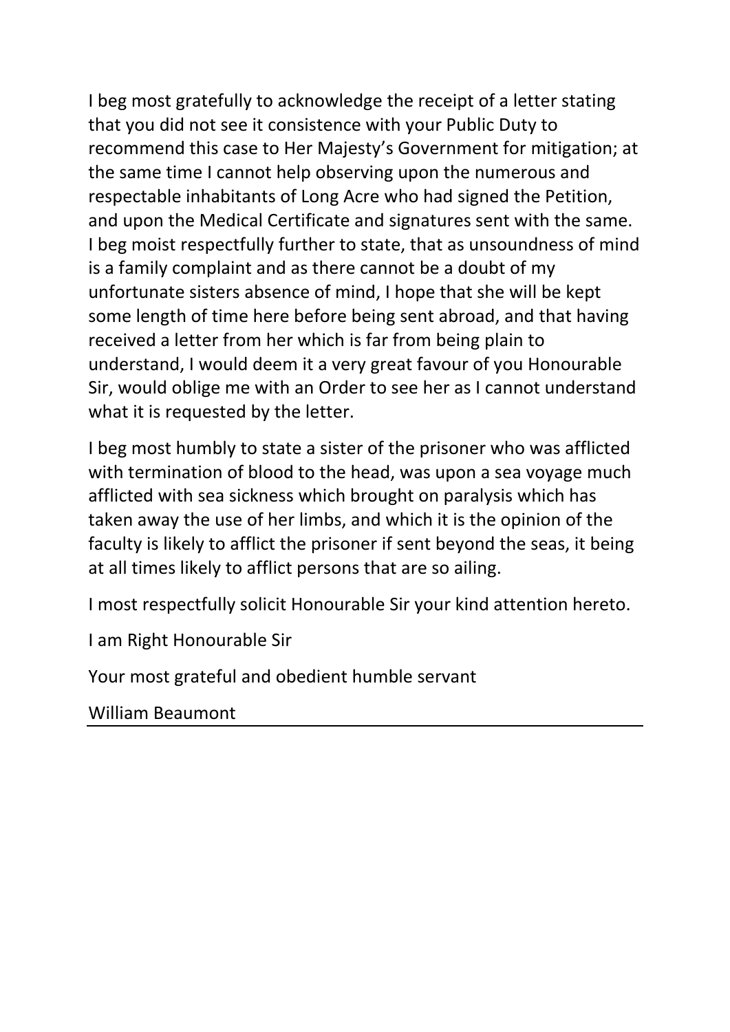I beg most gratefully to acknowledge the receipt of a letter stating that you did not see it consistence with your Public Duty to recommend this case to Her Majesty's Government for mitigation; at the same time I cannot help observing upon the numerous and respectable inhabitants of Long Acre who had signed the Petition, and upon the Medical Certificate and signatures sent with the same. I beg moist respectfully further to state, that as unsoundness of mind is a family complaint and as there cannot be a doubt of my unfortunate sisters absence of mind, I hope that she will be kept some length of time here before being sent abroad, and that having received a letter from her which is far from being plain to understand, I would deem it a very great favour of you Honourable Sir, would oblige me with an Order to see her as I cannot understand what it is requested by the letter.

I beg most humbly to state a sister of the prisoner who was afflicted with termination of blood to the head, was upon a sea voyage much afflicted with sea sickness which brought on paralysis which has taken away the use of her limbs, and which it is the opinion of the faculty is likely to afflict the prisoner if sent beyond the seas, it being at all times likely to afflict persons that are so ailing.

I most respectfully solicit Honourable Sir your kind attention hereto.

I am Right Honourable Sir

Your most grateful and obedient humble servant

William Beaumont